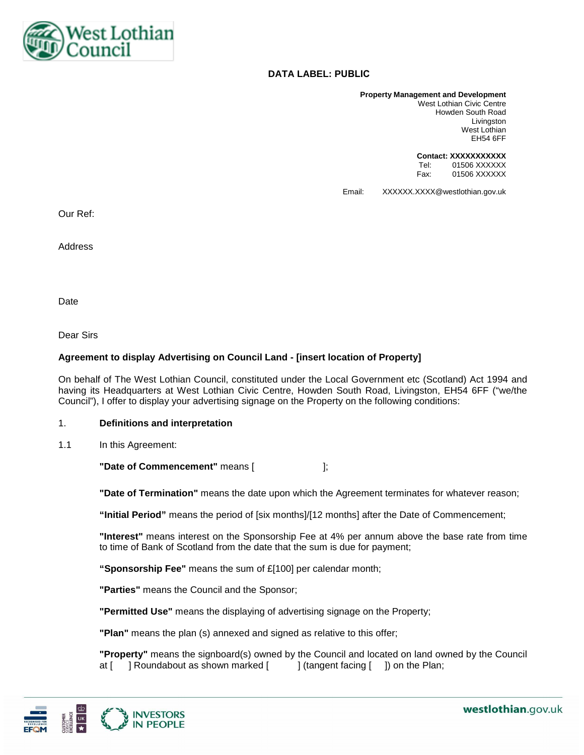**DATA LABEL: PUBLIC**

**Property Management and Development**
West Lothian Civic Centre
Howden South Road
Livingston
West Lothian
EH54 6FF

**Contact: XXXXXXXXXXX**
Tel: 01506 XXXXXX
Fax: 01506 XXXXXX

Email: XXXXXX.XXXX@westlothian.gov.uk

Our Ref:

Address

Date

Dear Sirs

**Agreement to display Advertising on Council Land - [insert location of Property]**

On behalf of The West Lothian Council, constituted under the Local Government etc (Scotland) Act 1994 and having its Headquarters at West Lothian Civic Centre, Howden South Road, Livingston, EH54 6FF ("we/the Council"), I offer to display your advertising signage on the Property on the following conditions:

1. **Definitions and interpretation**

1.1 In this Agreement:

**"Date of Commencement"** means [ ];

**"Date of Termination"** means the date upon which the Agreement terminates for whatever reason;

**"Initial Period"** means the period of [six months]/[12 months] after the Date of Commencement;

**"Interest"** means interest on the Sponsorship Fee at 4% per annum above the base rate from time to time of Bank of Scotland from the date that the sum is due for payment;

**"Sponsorship Fee"** means the sum of £[100] per calendar month;

**"Parties"** means the Council and the Sponsor;

**"Permitted Use"** means the displaying of advertising signage on the Property;

**"Plan"** means the plan (s) annexed and signed as relative to this offer;

**"Property"** means the signboard(s) owned by the Council and located on land owned by the Council at [ ] Roundabout as shown marked [ ] (tangent facing [ ]) on the Plan;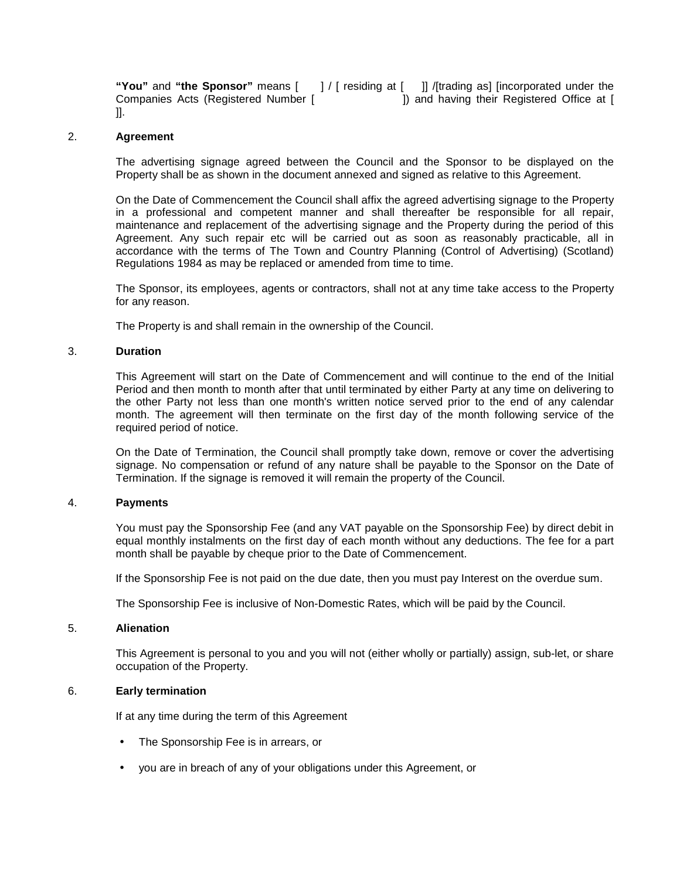**"You"** and **"the Sponsor"** means [ ] / [ residing at [ ]] /[trading as] [incorporated under the Companies Acts (Registered Number [ ]) and having their Registered Office at [ ]].

2. **Agreement**

The advertising signage agreed between the Council and the Sponsor to be displayed on the Property shall be as shown in the document annexed and signed as relative to this Agreement.

On the Date of Commencement the Council shall affix the agreed advertising signage to the Property in a professional and competent manner and shall thereafter be responsible for all repair, maintenance and replacement of the advertising signage and the Property during the period of this Agreement. Any such repair etc will be carried out as soon as reasonably practicable, all in accordance with the terms of The Town and Country Planning (Control of Advertising) (Scotland) Regulations 1984 as may be replaced or amended from time to time.

The Sponsor, its employees, agents or contractors, shall not at any time take access to the Property for any reason.

The Property is and shall remain in the ownership of the Council.

3. **Duration**

This Agreement will start on the Date of Commencement and will continue to the end of the Initial Period and then month to month after that until terminated by either Party at any time on delivering to the other Party not less than one month's written notice served prior to the end of any calendar month. The agreement will then terminate on the first day of the month following service of the required period of notice.

On the Date of Termination, the Council shall promptly take down, remove or cover the advertising signage. No compensation or refund of any nature shall be payable to the Sponsor on the Date of Termination. If the signage is removed it will remain the property of the Council.

4. **Payments**

You must pay the Sponsorship Fee (and any VAT payable on the Sponsorship Fee) by direct debit in equal monthly instalments on the first day of each month without any deductions. The fee for a part month shall be payable by cheque prior to the Date of Commencement.

If the Sponsorship Fee is not paid on the due date, then you must pay Interest on the overdue sum.

The Sponsorship Fee is inclusive of Non-Domestic Rates, which will be paid by the Council.

5. **Alienation**

This Agreement is personal to you and you will not (either wholly or partially) assign, sub-let, or share occupation of the Property.

6. **Early termination**

If at any time during the term of this Agreement

- The Sponsorship Fee is in arrears, or
- you are in breach of any of your obligations under this Agreement, or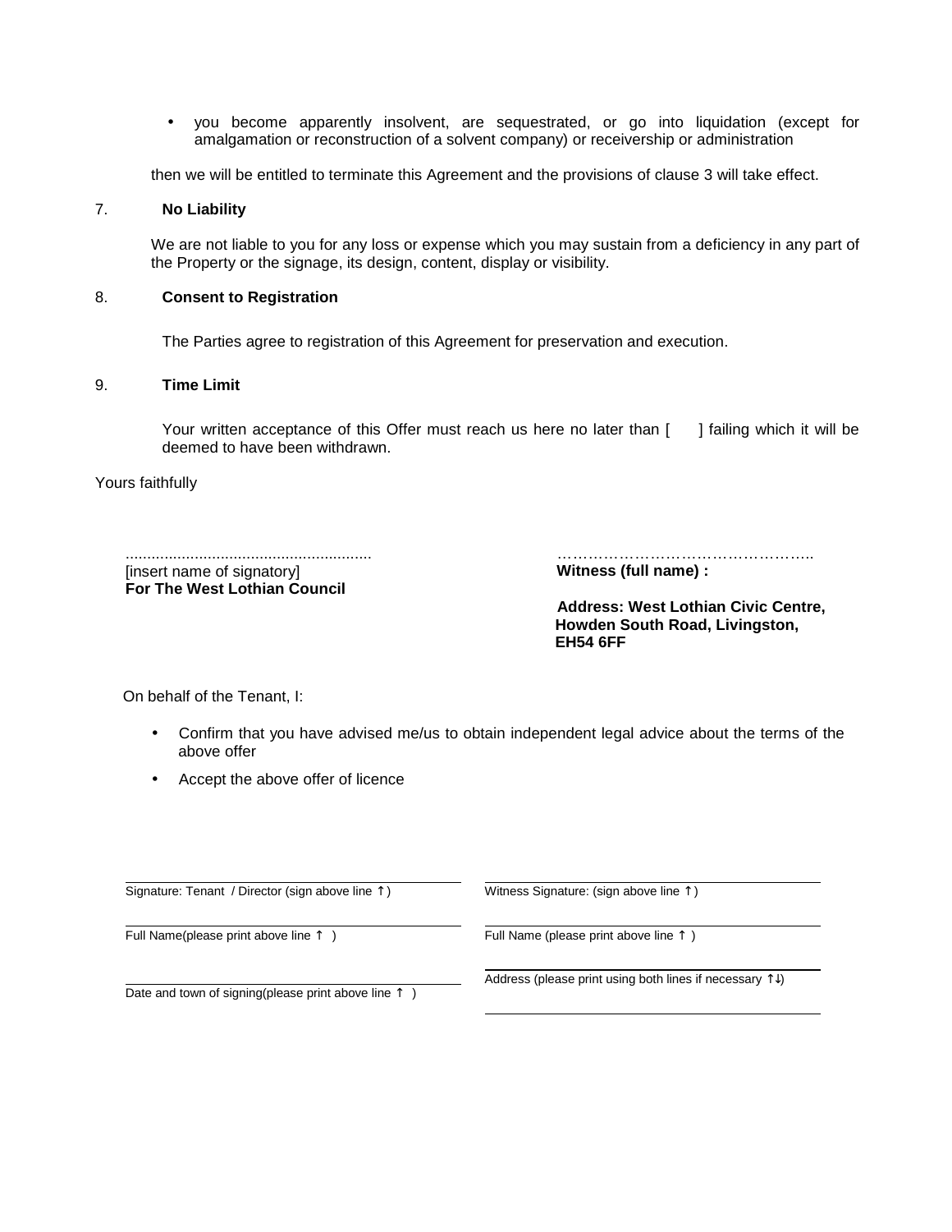- you become apparently insolvent, are sequestrated, or go into liquidation (except for amalgamation or reconstruction of a solvent company) or receivership or administration

then we will be entitled to terminate this Agreement and the provisions of clause 3 will take effect.

7. **No Liability**

We are not liable to you for any loss or expense which you may sustain from a deficiency in any part of the Property or the signage, its design, content, display or visibility.

8. **Consent to Registration**

The Parties agree to registration of this Agreement for preservation and execution.

9. **Time Limit**

Your written acceptance of this Offer must reach us here no later than [ ] failing which it will be deemed to have been withdrawn.

Yours faithfully

.........................................................
[insert name of signatory]
**For The West Lothian Council**

…………………………………………..
**Witness (full name) :**

**Address: West Lothian Civic Centre, Howden South Road, Livingston, EH54 6FF**

On behalf of the Tenant, I:

- Confirm that you have advised me/us to obtain independent legal advice about the terms of the above offer
- Accept the above offer of licence

Signature: Tenant / Director (sign above line ↑)

Full Name(please print above line ↑ )

Date and town of signing(please print above line ↑ )

Witness Signature: (sign above line ↑)

Full Name (please print above line ↑ )

Address (please print using both lines if necessary ↑↓)